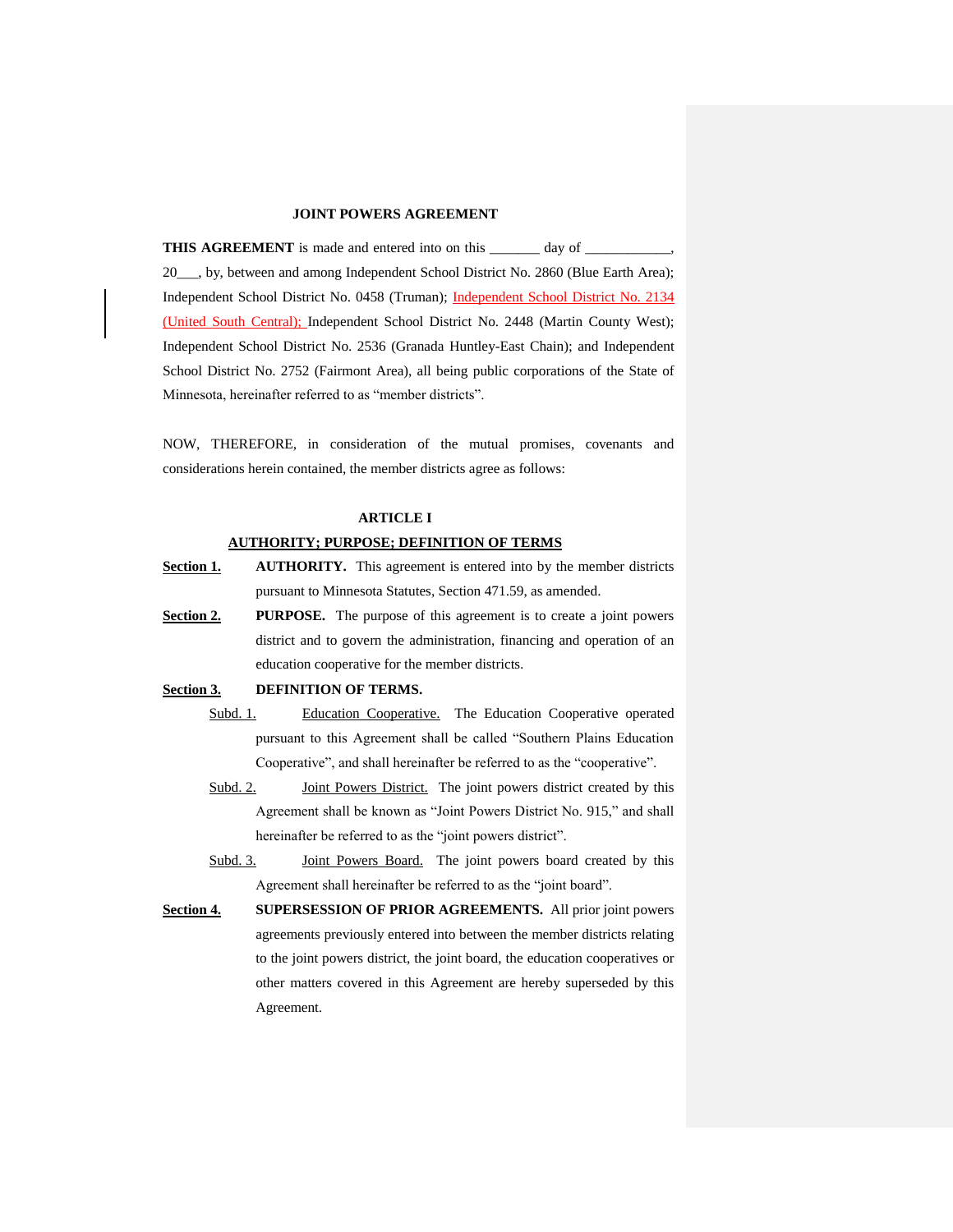# JOINT POWERS AGREEMENT

**THIS AGREEMENT** is made and entered into on this _______ day of ____________, 20___, by, between and among Independent School District No. 2860 (Blue Earth Area); Independent School District No. 0458 (Truman); Independent School District No. 2134 (United South Central); Independent School District No. 2448 (Martin County West); Independent School District No. 2536 (Granada Huntley-East Chain); and Independent School District No. 2752 (Fairmont Area), all being public corporations of the State of Minnesota, hereinafter referred to as "member districts".

NOW, THEREFORE, in consideration of the mutual promises, covenants and considerations herein contained, the member districts agree as follows:

## ARTICLE I

## AUTHORITY; PURPOSE; DEFINITION OF TERMS

**Section 1.** **AUTHORITY.** This agreement is entered into by the member districts pursuant to Minnesota Statutes, Section 471.59, as amended.

**Section 2.** **PURPOSE.** The purpose of this agreement is to create a joint powers district and to govern the administration, financing and operation of an education cooperative for the member districts.

**Section 3.** **DEFINITION OF TERMS.**

Subd. 1. Education Cooperative. The Education Cooperative operated pursuant to this Agreement shall be called "Southern Plains Education Cooperative", and shall hereinafter be referred to as the "cooperative".

Subd. 2. Joint Powers District. The joint powers district created by this Agreement shall be known as "Joint Powers District No. 915," and shall hereinafter be referred to as the "joint powers district".

Subd. 3. Joint Powers Board. The joint powers board created by this Agreement shall hereinafter be referred to as the "joint board".

**Section 4.** **SUPERSESSION OF PRIOR AGREEMENTS.** All prior joint powers agreements previously entered into between the member districts relating to the joint powers district, the joint board, the education cooperatives or other matters covered in this Agreement are hereby superseded by this Agreement.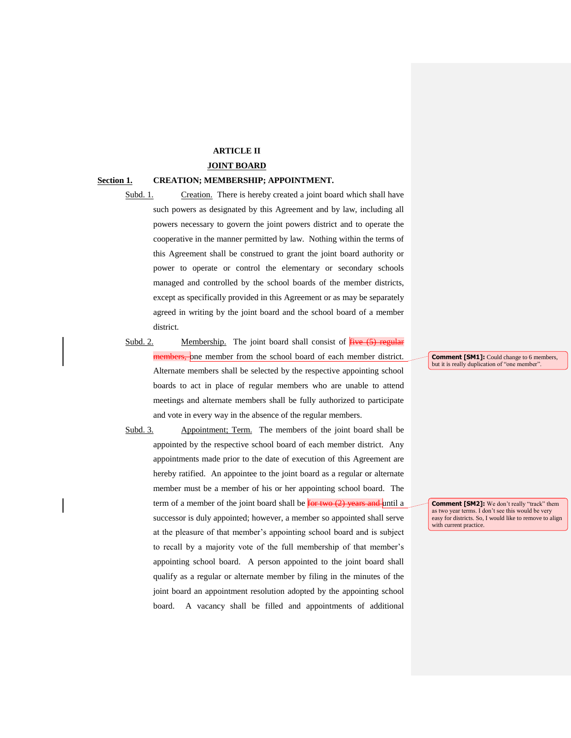# ARTICLE II

## JOINT BOARD

**Section 1.** **CREATION; MEMBERSHIP; APPOINTMENT.**

Subd. 1. Creation. There is hereby created a joint board which shall have such powers as designated by this Agreement and by law, including all powers necessary to govern the joint powers district and to operate the cooperative in the manner permitted by law. Nothing within the terms of this Agreement shall be construed to grant the joint board authority or power to operate or control the elementary or secondary schools managed and controlled by the school boards of the member districts, except as specifically provided in this Agreement or as may be separately agreed in writing by the joint board and the school board of a member district.

Subd. 2. Membership. The joint board shall consist of ~~five (5) regular members,~~ one member from the school board of each member district. Alternate members shall be selected by the respective appointing school boards to act in place of regular members who are unable to attend meetings and alternate members shall be fully authorized to participate and vote in every way in the absence of the regular members.

> **Comment [SM1]:** Could change to 6 members, but it is really duplication of "one member".

Subd. 3. Appointment; Term. The members of the joint board shall be appointed by the respective school board of each member district. Any appointments made prior to the date of execution of this Agreement are hereby ratified. An appointee to the joint board as a regular or alternate member must be a member of his or her appointing school board. The term of a member of the joint board shall be ~~for two (2) years and~~ until a successor is duly appointed; however, a member so appointed shall serve at the pleasure of that member's appointing school board and is subject to recall by a majority vote of the full membership of that member's appointing school board. A person appointed to the joint board shall qualify as a regular or alternate member by filing in the minutes of the joint board an appointment resolution adopted by the appointing school board. A vacancy shall be filled and appointments of additional

> **Comment [SM2]:** We don't really "track" them as two year terms. I don't see this would be very easy for districts. So, I would like to remove to align with current practice.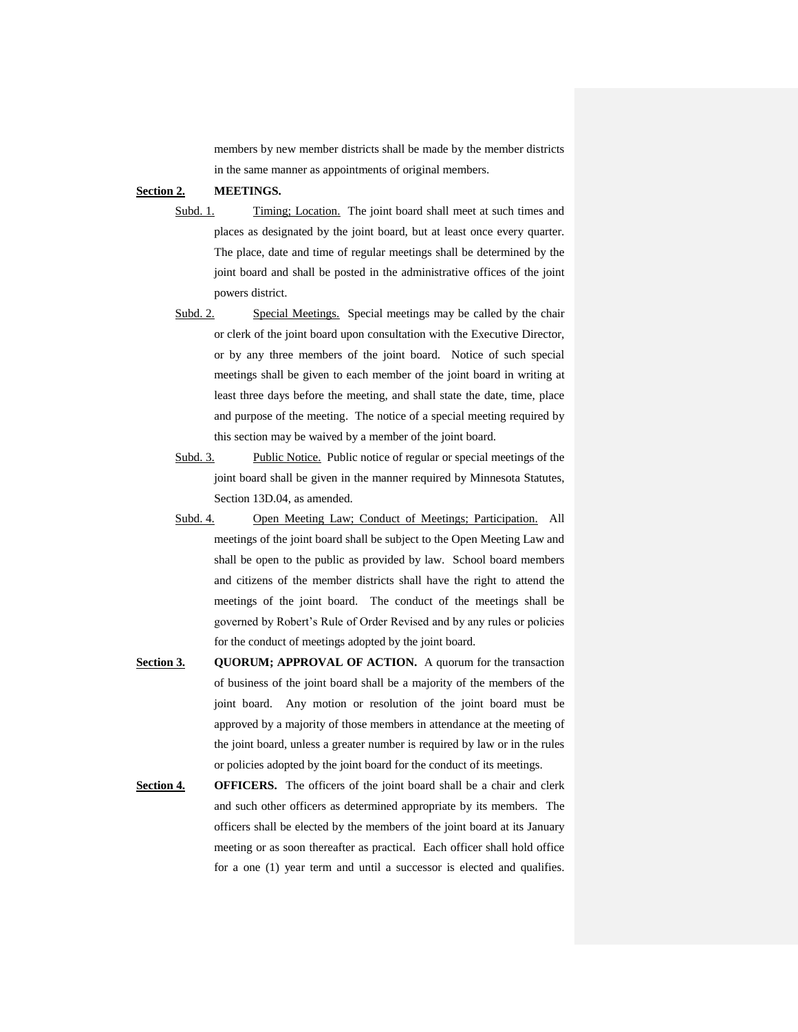members by new member districts shall be made by the member districts in the same manner as appointments of original members.

**Section 2. MEETINGS.**

Subd. 1. Timing; Location. The joint board shall meet at such times and places as designated by the joint board, but at least once every quarter. The place, date and time of regular meetings shall be determined by the joint board and shall be posted in the administrative offices of the joint powers district.

Subd. 2. Special Meetings. Special meetings may be called by the chair or clerk of the joint board upon consultation with the Executive Director, or by any three members of the joint board. Notice of such special meetings shall be given to each member of the joint board in writing at least three days before the meeting, and shall state the date, time, place and purpose of the meeting. The notice of a special meeting required by this section may be waived by a member of the joint board.

Subd. 3. Public Notice. Public notice of regular or special meetings of the joint board shall be given in the manner required by Minnesota Statutes, Section 13D.04, as amended.

Subd. 4. Open Meeting Law; Conduct of Meetings; Participation. All meetings of the joint board shall be subject to the Open Meeting Law and shall be open to the public as provided by law. School board members and citizens of the member districts shall have the right to attend the meetings of the joint board. The conduct of the meetings shall be governed by Robert's Rule of Order Revised and by any rules or policies for the conduct of meetings adopted by the joint board.

**Section 3. QUORUM; APPROVAL OF ACTION.** A quorum for the transaction of business of the joint board shall be a majority of the members of the joint board. Any motion or resolution of the joint board must be approved by a majority of those members in attendance at the meeting of the joint board, unless a greater number is required by law or in the rules or policies adopted by the joint board for the conduct of its meetings.

**Section 4. OFFICERS.** The officers of the joint board shall be a chair and clerk and such other officers as determined appropriate by its members. The officers shall be elected by the members of the joint board at its January meeting or as soon thereafter as practical. Each officer shall hold office for a one (1) year term and until a successor is elected and qualifies.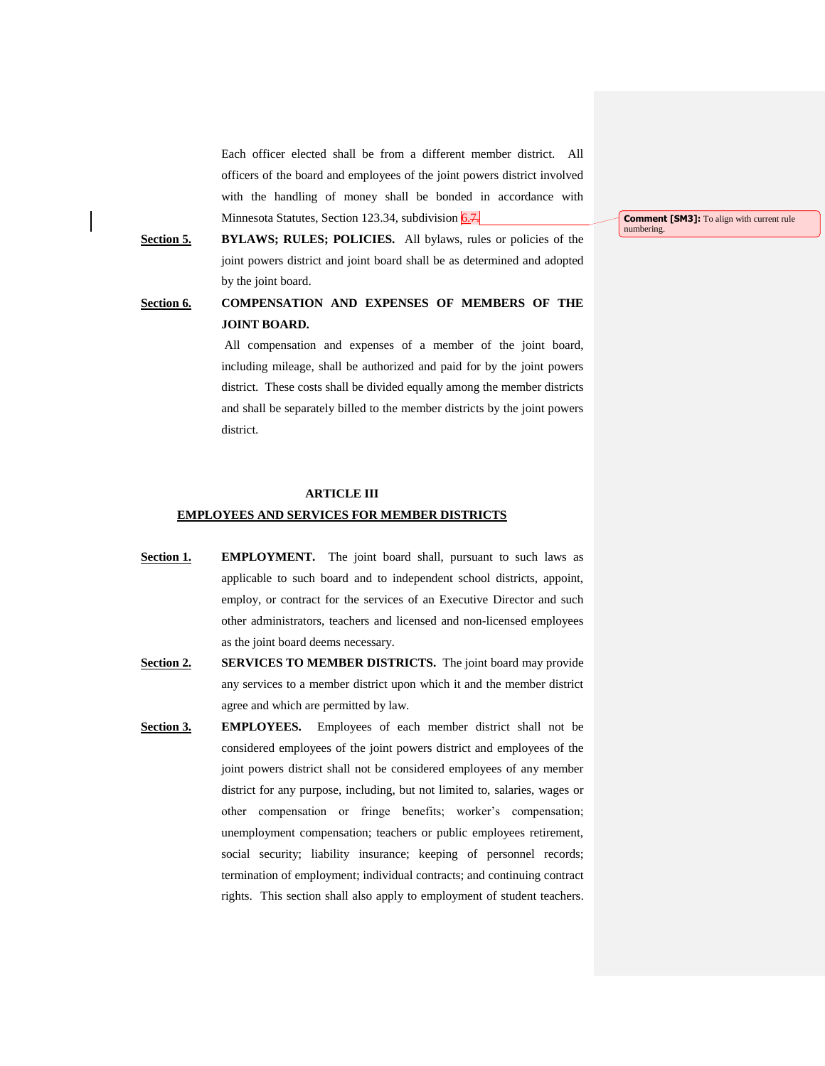Each officer elected shall be from a different member district. All officers of the board and employees of the joint powers district involved with the handling of money shall be bonded in accordance with Minnesota Statutes, Section 123.34, subdivision 6.~~7.~~

> **Comment [SM3]:** To align with current rule numbering.

**Section 5.** **BYLAWS; RULES; POLICIES.** All bylaws, rules or policies of the joint powers district and joint board shall be as determined and adopted by the joint board.

**Section 6.** **COMPENSATION AND EXPENSES OF MEMBERS OF THE JOINT BOARD.**

All compensation and expenses of a member of the joint board, including mileage, shall be authorized and paid for by the joint powers district. These costs shall be divided equally among the member districts and shall be separately billed to the member districts by the joint powers district.

## ARTICLE III

## EMPLOYEES AND SERVICES FOR MEMBER DISTRICTS

**Section 1.** **EMPLOYMENT.** The joint board shall, pursuant to such laws as applicable to such board and to independent school districts, appoint, employ, or contract for the services of an Executive Director and such other administrators, teachers and licensed and non-licensed employees as the joint board deems necessary.

**Section 2.** **SERVICES TO MEMBER DISTRICTS.** The joint board may provide any services to a member district upon which it and the member district agree and which are permitted by law.

**Section 3.** **EMPLOYEES.** Employees of each member district shall not be considered employees of the joint powers district and employees of the joint powers district shall not be considered employees of any member district for any purpose, including, but not limited to, salaries, wages or other compensation or fringe benefits; worker's compensation; unemployment compensation; teachers or public employees retirement, social security; liability insurance; keeping of personnel records; termination of employment; individual contracts; and continuing contract rights. This section shall also apply to employment of student teachers.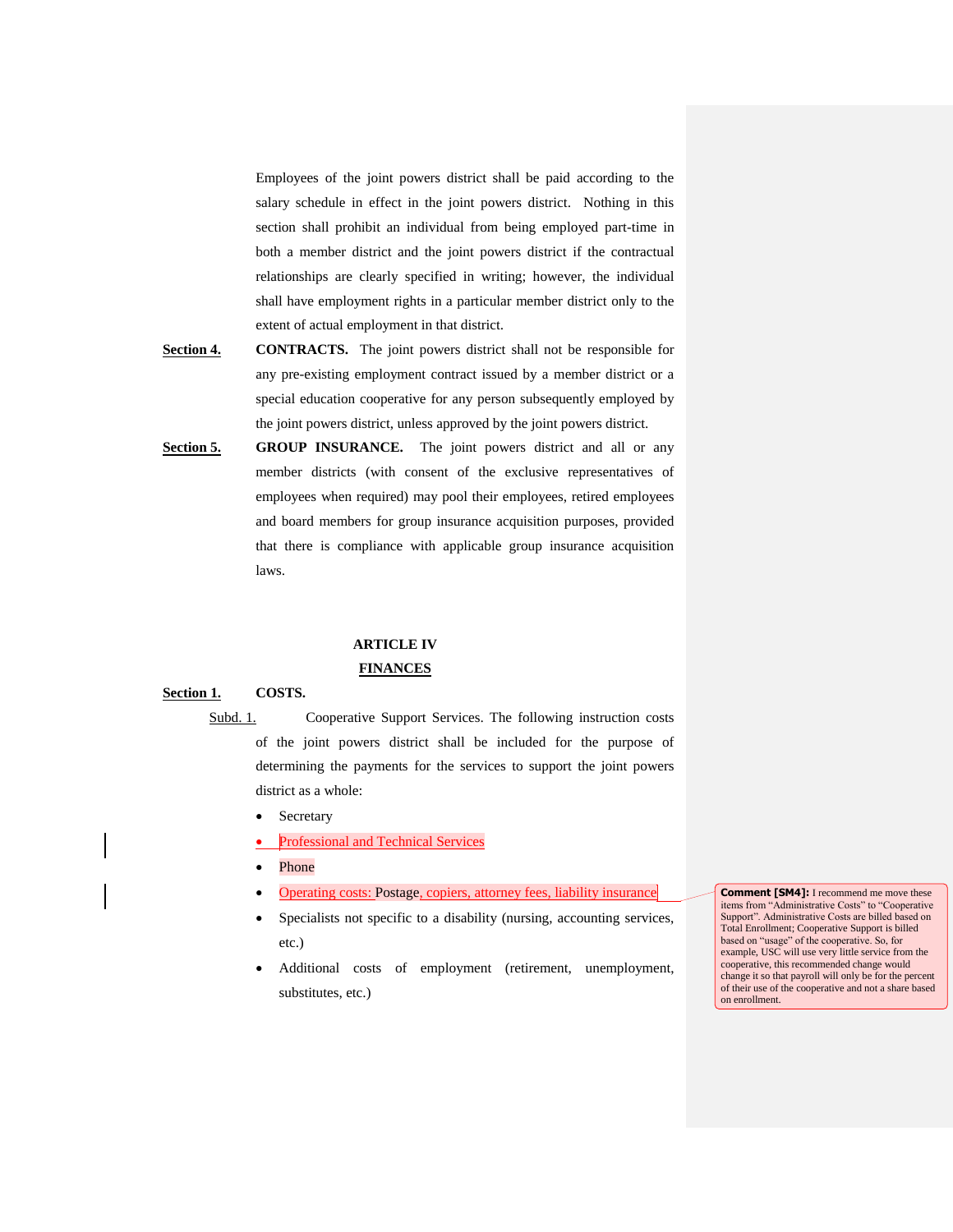Employees of the joint powers district shall be paid according to the salary schedule in effect in the joint powers district. Nothing in this section shall prohibit an individual from being employed part-time in both a member district and the joint powers district if the contractual relationships are clearly specified in writing; however, the individual shall have employment rights in a particular member district only to the extent of actual employment in that district.

**Section 4.** **CONTRACTS.** The joint powers district shall not be responsible for any pre-existing employment contract issued by a member district or a special education cooperative for any person subsequently employed by the joint powers district, unless approved by the joint powers district.

**Section 5.** **GROUP INSURANCE.** The joint powers district and all or any member districts (with consent of the exclusive representatives of employees when required) may pool their employees, retired employees and board members for group insurance acquisition purposes, provided that there is compliance with applicable group insurance acquisition laws.

## ARTICLE IV
## FINANCES

**Section 1.** **COSTS.**

Subd. 1. Cooperative Support Services. The following instruction costs of the joint powers district shall be included for the purpose of determining the payments for the services to support the joint powers district as a whole:

- Secretary
- Professional and Technical Services
- Phone
- Operating costs: Postage, copiers, attorney fees, liability insurance
- Specialists not specific to a disability (nursing, accounting services, etc.)
- Additional costs of employment (retirement, unemployment, substitutes, etc.)

**Comment [SM4]:** I recommend me move these items from "Administrative Costs" to "Cooperative Support". Administrative Costs are billed based on Total Enrollment; Cooperative Support is billed based on "usage" of the cooperative. So, for example, USC will use very little service from the cooperative, this recommended change would change it so that payroll will only be for the percent of their use of the cooperative and not a share based on enrollment.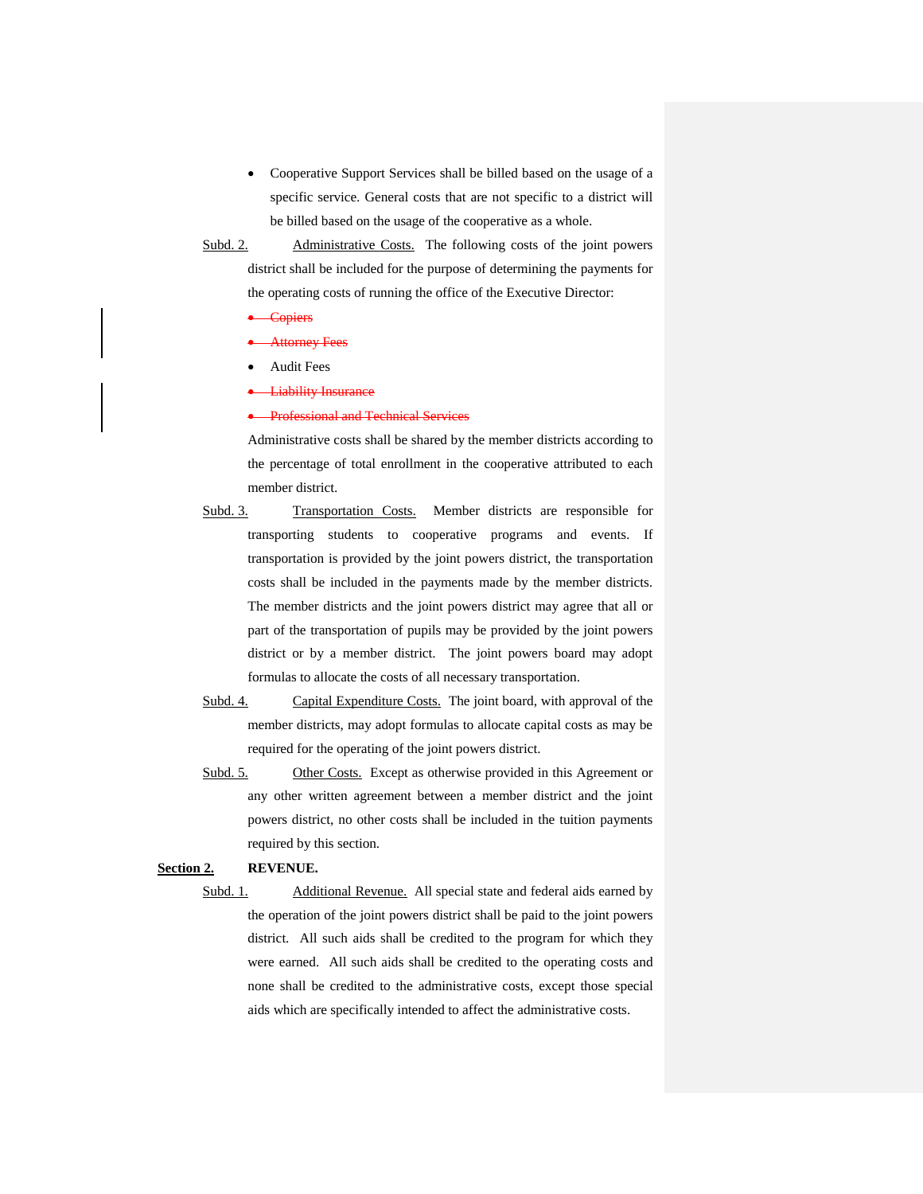- Cooperative Support Services shall be billed based on the usage of a specific service. General costs that are not specific to a district will be billed based on the usage of the cooperative as a whole.

Subd. 2. Administrative Costs. The following costs of the joint powers district shall be included for the purpose of determining the payments for the operating costs of running the office of the Executive Director:

- ~~Copiers~~
- ~~Attorney Fees~~
- Audit Fees
- ~~Liability Insurance~~
- ~~Professional and Technical Services~~

Administrative costs shall be shared by the member districts according to the percentage of total enrollment in the cooperative attributed to each member district.

Subd. 3. Transportation Costs. Member districts are responsible for transporting students to cooperative programs and events. If transportation is provided by the joint powers district, the transportation costs shall be included in the payments made by the member districts. The member districts and the joint powers district may agree that all or part of the transportation of pupils may be provided by the joint powers district or by a member district. The joint powers board may adopt formulas to allocate the costs of all necessary transportation.

Subd. 4. Capital Expenditure Costs. The joint board, with approval of the member districts, may adopt formulas to allocate capital costs as may be required for the operating of the joint powers district.

Subd. 5. Other Costs. Except as otherwise provided in this Agreement or any other written agreement between a member district and the joint powers district, no other costs shall be included in the tuition payments required by this section.

**Section 2. REVENUE.**

Subd. 1. Additional Revenue. All special state and federal aids earned by the operation of the joint powers district shall be paid to the joint powers district. All such aids shall be credited to the program for which they were earned. All such aids shall be credited to the operating costs and none shall be credited to the administrative costs, except those special aids which are specifically intended to affect the administrative costs.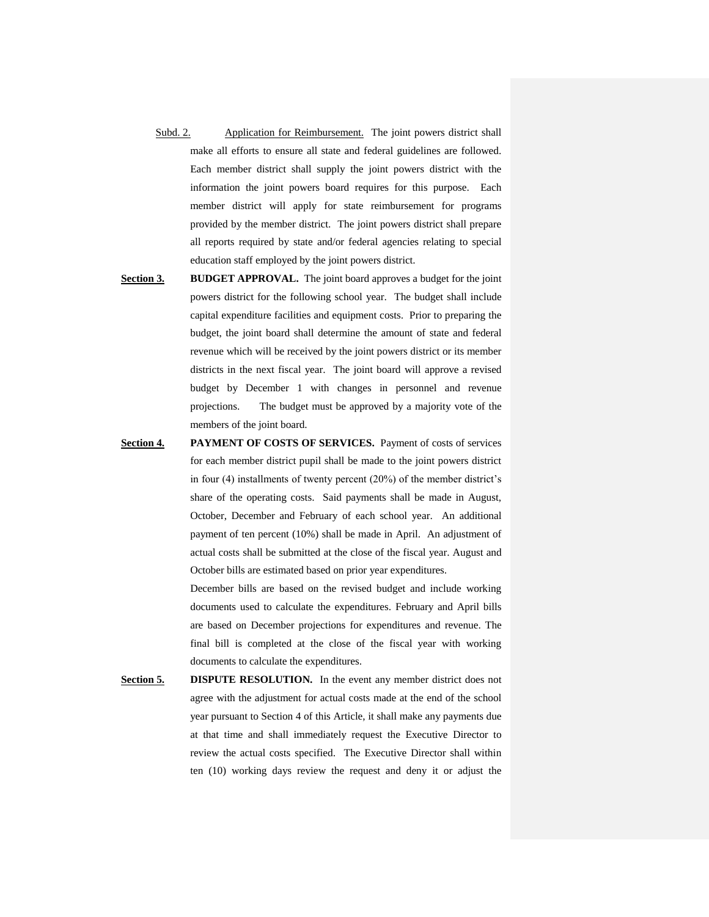Subd. 2. Application for Reimbursement. The joint powers district shall make all efforts to ensure all state and federal guidelines are followed. Each member district shall supply the joint powers district with the information the joint powers board requires for this purpose. Each member district will apply for state reimbursement for programs provided by the member district. The joint powers district shall prepare all reports required by state and/or federal agencies relating to special education staff employed by the joint powers district.

**Section 3.** **BUDGET APPROVAL.** The joint board approves a budget for the joint powers district for the following school year. The budget shall include capital expenditure facilities and equipment costs. Prior to preparing the budget, the joint board shall determine the amount of state and federal revenue which will be received by the joint powers district or its member districts in the next fiscal year. The joint board will approve a revised budget by December 1 with changes in personnel and revenue projections. The budget must be approved by a majority vote of the members of the joint board.

**Section 4.** **PAYMENT OF COSTS OF SERVICES.** Payment of costs of services for each member district pupil shall be made to the joint powers district in four (4) installments of twenty percent (20%) of the member district's share of the operating costs. Said payments shall be made in August, October, December and February of each school year. An additional payment of ten percent (10%) shall be made in April. An adjustment of actual costs shall be submitted at the close of the fiscal year. August and October bills are estimated based on prior year expenditures.

December bills are based on the revised budget and include working documents used to calculate the expenditures. February and April bills are based on December projections for expenditures and revenue. The final bill is completed at the close of the fiscal year with working documents to calculate the expenditures.

**Section 5.** **DISPUTE RESOLUTION.** In the event any member district does not agree with the adjustment for actual costs made at the end of the school year pursuant to Section 4 of this Article, it shall make any payments due at that time and shall immediately request the Executive Director to review the actual costs specified. The Executive Director shall within ten (10) working days review the request and deny it or adjust the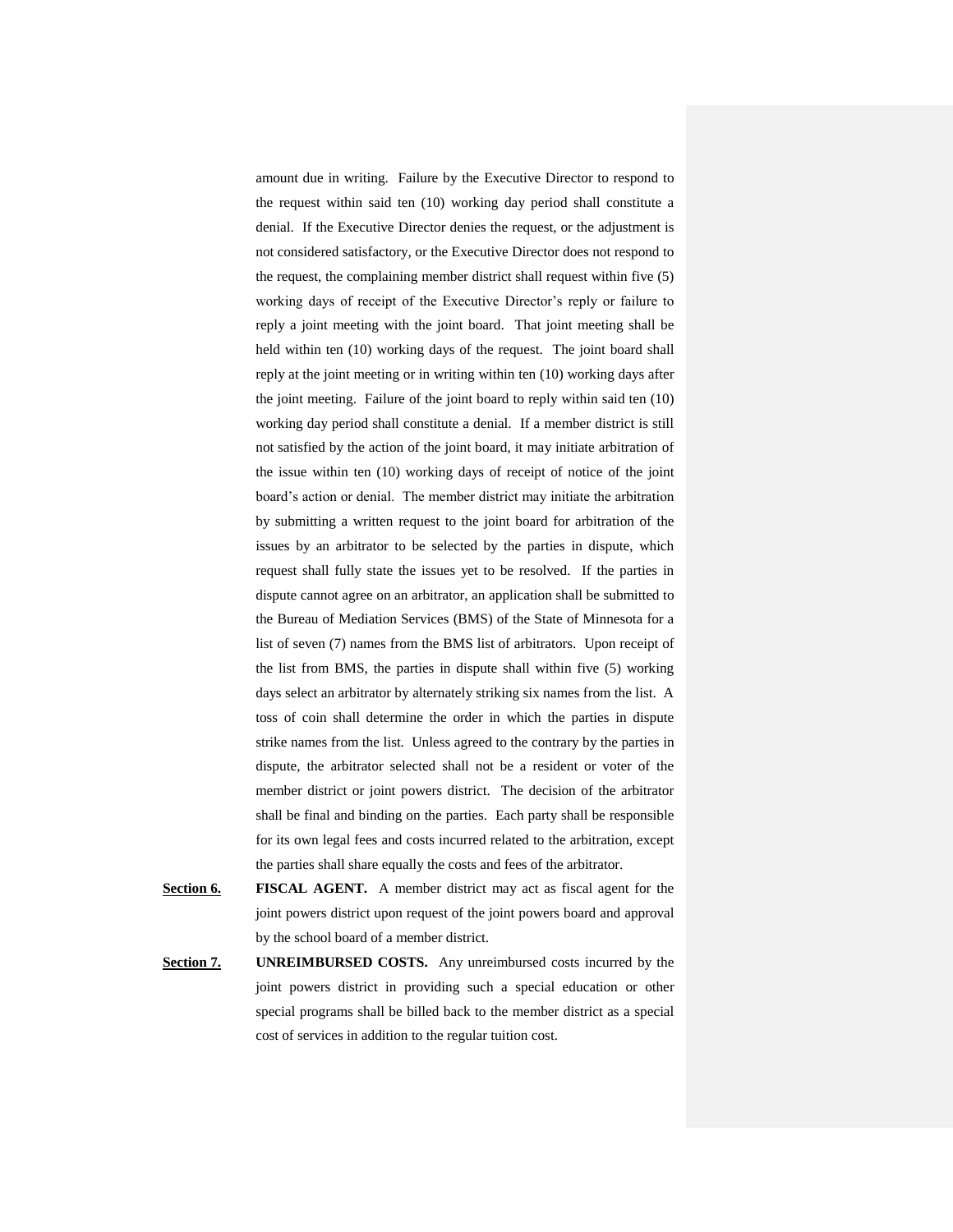amount due in writing. Failure by the Executive Director to respond to the request within said ten (10) working day period shall constitute a denial. If the Executive Director denies the request, or the adjustment is not considered satisfactory, or the Executive Director does not respond to the request, the complaining member district shall request within five (5) working days of receipt of the Executive Director's reply or failure to reply a joint meeting with the joint board. That joint meeting shall be held within ten (10) working days of the request. The joint board shall reply at the joint meeting or in writing within ten (10) working days after the joint meeting. Failure of the joint board to reply within said ten (10) working day period shall constitute a denial. If a member district is still not satisfied by the action of the joint board, it may initiate arbitration of the issue within ten (10) working days of receipt of notice of the joint board's action or denial. The member district may initiate the arbitration by submitting a written request to the joint board for arbitration of the issues by an arbitrator to be selected by the parties in dispute, which request shall fully state the issues yet to be resolved. If the parties in dispute cannot agree on an arbitrator, an application shall be submitted to the Bureau of Mediation Services (BMS) of the State of Minnesota for a list of seven (7) names from the BMS list of arbitrators. Upon receipt of the list from BMS, the parties in dispute shall within five (5) working days select an arbitrator by alternately striking six names from the list. A toss of coin shall determine the order in which the parties in dispute strike names from the list. Unless agreed to the contrary by the parties in dispute, the arbitrator selected shall not be a resident or voter of the member district or joint powers district. The decision of the arbitrator shall be final and binding on the parties. Each party shall be responsible for its own legal fees and costs incurred related to the arbitration, except the parties shall share equally the costs and fees of the arbitrator.

**Section 6.** **FISCAL AGENT.** A member district may act as fiscal agent for the joint powers district upon request of the joint powers board and approval by the school board of a member district.

**Section 7.** **UNREIMBURSED COSTS.** Any unreimbursed costs incurred by the joint powers district in providing such a special education or other special programs shall be billed back to the member district as a special cost of services in addition to the regular tuition cost.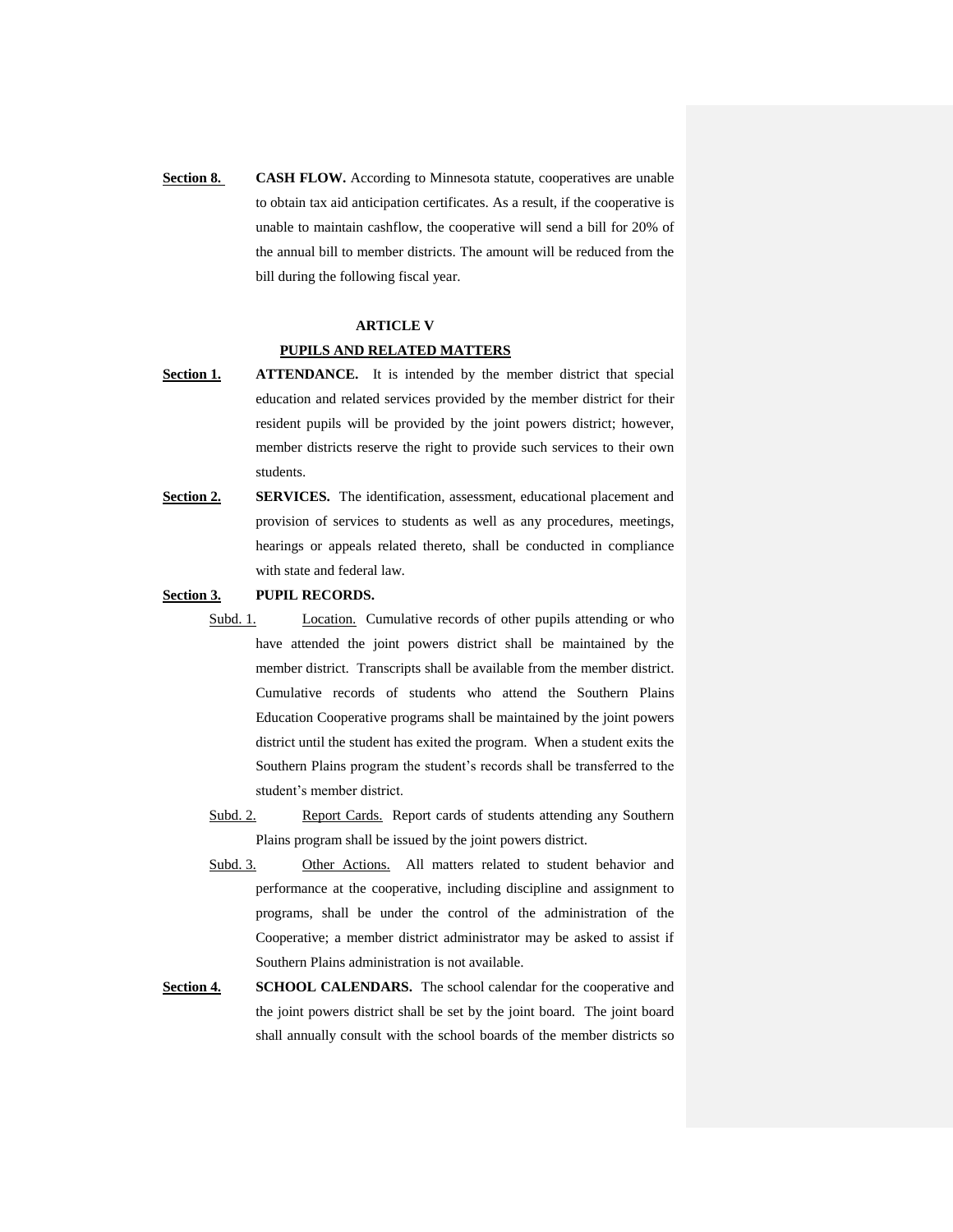**<u>Section 8.</u>** **CASH FLOW.** According to Minnesota statute, cooperatives are unable to obtain tax aid anticipation certificates. As a result, if the cooperative is unable to maintain cashflow, the cooperative will send a bill for 20% of the annual bill to member districts. The amount will be reduced from the bill during the following fiscal year.

## ARTICLE V

## <u>PUPILS AND RELATED MATTERS</u>

**<u>Section 1.</u>** **ATTENDANCE.** It is intended by the member district that special education and related services provided by the member district for their resident pupils will be provided by the joint powers district; however, member districts reserve the right to provide such services to their own students.

**<u>Section 2.</u>** **SERVICES.** The identification, assessment, educational placement and provision of services to students as well as any procedures, meetings, hearings or appeals related thereto, shall be conducted in compliance with state and federal law.

**<u>Section 3.</u>** **PUPIL RECORDS.**

<u>Subd. 1.</u> <u>Location.</u> Cumulative records of other pupils attending or who have attended the joint powers district shall be maintained by the member district. Transcripts shall be available from the member district. Cumulative records of students who attend the Southern Plains Education Cooperative programs shall be maintained by the joint powers district until the student has exited the program. When a student exits the Southern Plains program the student's records shall be transferred to the student's member district.

<u>Subd. 2.</u> <u>Report Cards.</u> Report cards of students attending any Southern Plains program shall be issued by the joint powers district.

<u>Subd. 3.</u> <u>Other Actions.</u> All matters related to student behavior and performance at the cooperative, including discipline and assignment to programs, shall be under the control of the administration of the Cooperative; a member district administrator may be asked to assist if Southern Plains administration is not available.

**<u>Section 4.</u>** **SCHOOL CALENDARS.** The school calendar for the cooperative and the joint powers district shall be set by the joint board. The joint board shall annually consult with the school boards of the member districts so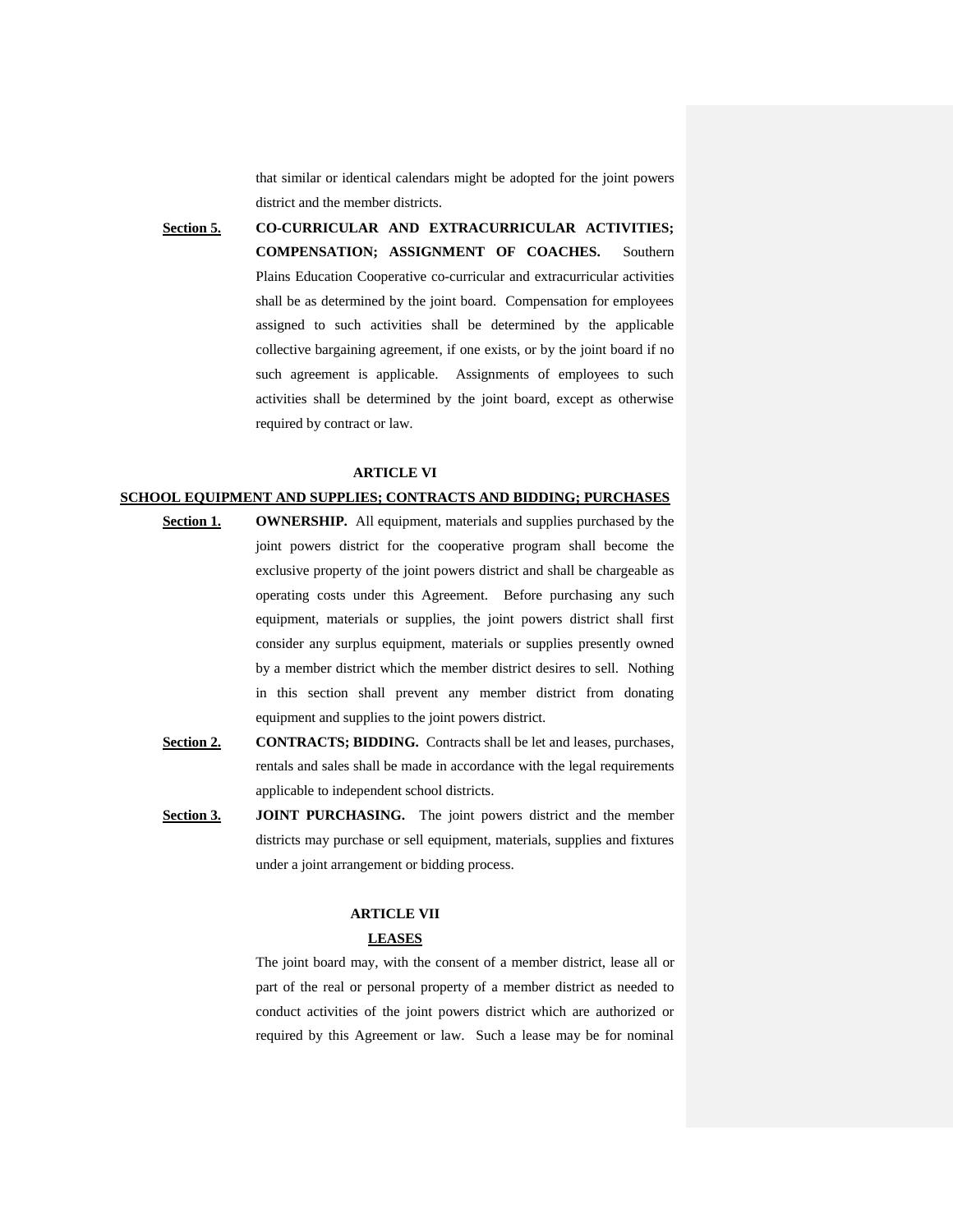that similar or identical calendars might be adopted for the joint powers district and the member districts.

**Section 5.** **CO-CURRICULAR AND EXTRACURRICULAR ACTIVITIES; COMPENSATION; ASSIGNMENT OF COACHES.** Southern Plains Education Cooperative co-curricular and extracurricular activities shall be as determined by the joint board. Compensation for employees assigned to such activities shall be determined by the applicable collective bargaining agreement, if one exists, or by the joint board if no such agreement is applicable. Assignments of employees to such activities shall be determined by the joint board, except as otherwise required by contract or law.

## ARTICLE VI

## SCHOOL EQUIPMENT AND SUPPLIES; CONTRACTS AND BIDDING; PURCHASES

**Section 1.** **OWNERSHIP.** All equipment, materials and supplies purchased by the joint powers district for the cooperative program shall become the exclusive property of the joint powers district and shall be chargeable as operating costs under this Agreement. Before purchasing any such equipment, materials or supplies, the joint powers district shall first consider any surplus equipment, materials or supplies presently owned by a member district which the member district desires to sell. Nothing in this section shall prevent any member district from donating equipment and supplies to the joint powers district.

**Section 2.** **CONTRACTS; BIDDING.** Contracts shall be let and leases, purchases, rentals and sales shall be made in accordance with the legal requirements applicable to independent school districts.

**Section 3.** **JOINT PURCHASING.** The joint powers district and the member districts may purchase or sell equipment, materials, supplies and fixtures under a joint arrangement or bidding process.

## ARTICLE VII

## LEASES

The joint board may, with the consent of a member district, lease all or part of the real or personal property of a member district as needed to conduct activities of the joint powers district which are authorized or required by this Agreement or law. Such a lease may be for nominal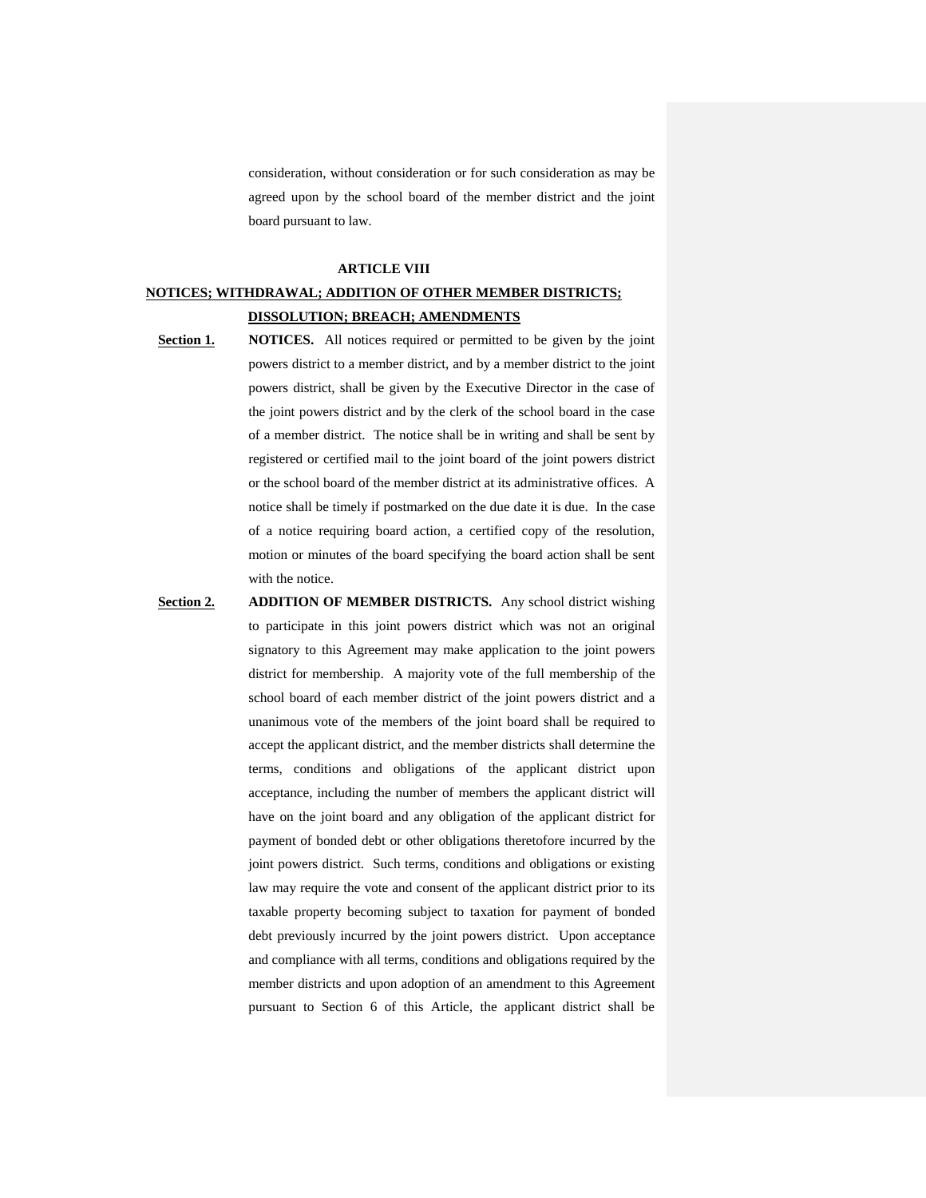consideration, without consideration or for such consideration as may be agreed upon by the school board of the member district and the joint board pursuant to law.

## ARTICLE VIII

## <u>NOTICES; WITHDRAWAL; ADDITION OF OTHER MEMBER DISTRICTS; DISSOLUTION; BREACH; AMENDMENTS</u>

**<u>Section 1.</u>** **NOTICES.** All notices required or permitted to be given by the joint powers district to a member district, and by a member district to the joint powers district, shall be given by the Executive Director in the case of the joint powers district and by the clerk of the school board in the case of a member district. The notice shall be in writing and shall be sent by registered or certified mail to the joint board of the joint powers district or the school board of the member district at its administrative offices. A notice shall be timely if postmarked on the due date it is due. In the case of a notice requiring board action, a certified copy of the resolution, motion or minutes of the board specifying the board action shall be sent with the notice.

**<u>Section 2.</u>** **ADDITION OF MEMBER DISTRICTS.** Any school district wishing to participate in this joint powers district which was not an original signatory to this Agreement may make application to the joint powers district for membership. A majority vote of the full membership of the school board of each member district of the joint powers district and a unanimous vote of the members of the joint board shall be required to accept the applicant district, and the member districts shall determine the terms, conditions and obligations of the applicant district upon acceptance, including the number of members the applicant district will have on the joint board and any obligation of the applicant district for payment of bonded debt or other obligations theretofore incurred by the joint powers district. Such terms, conditions and obligations or existing law may require the vote and consent of the applicant district prior to its taxable property becoming subject to taxation for payment of bonded debt previously incurred by the joint powers district. Upon acceptance and compliance with all terms, conditions and obligations required by the member districts and upon adoption of an amendment to this Agreement pursuant to Section 6 of this Article, the applicant district shall be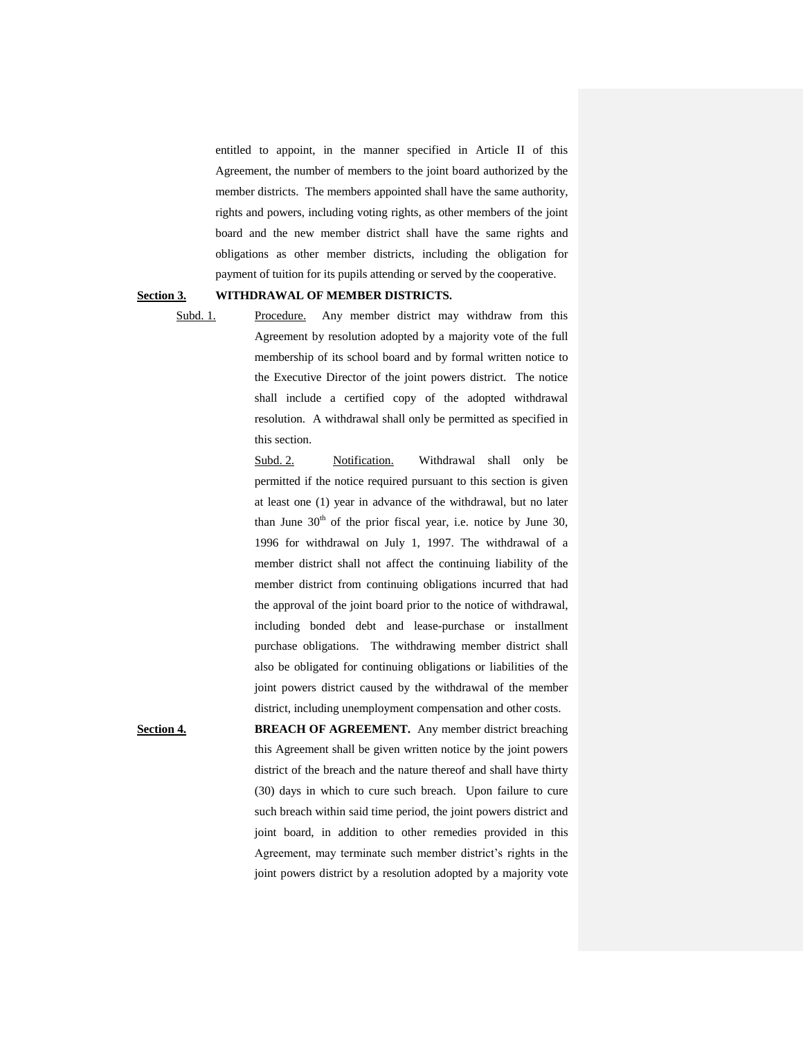entitled to appoint, in the manner specified in Article II of this Agreement, the number of members to the joint board authorized by the member districts. The members appointed shall have the same authority, rights and powers, including voting rights, as other members of the joint board and the new member district shall have the same rights and obligations as other member districts, including the obligation for payment of tuition for its pupils attending or served by the cooperative.

**Section 3.** **WITHDRAWAL OF MEMBER DISTRICTS.**

Subd. 1. Procedure. Any member district may withdraw from this Agreement by resolution adopted by a majority vote of the full membership of its school board and by formal written notice to the Executive Director of the joint powers district. The notice shall include a certified copy of the adopted withdrawal resolution. A withdrawal shall only be permitted as specified in this section.

Subd. 2. Notification. Withdrawal shall only be permitted if the notice required pursuant to this section is given at least one (1) year in advance of the withdrawal, but no later than June 30th of the prior fiscal year, i.e. notice by June 30, 1996 for withdrawal on July 1, 1997. The withdrawal of a member district shall not affect the continuing liability of the member district from continuing obligations incurred that had the approval of the joint board prior to the notice of withdrawal, including bonded debt and lease-purchase or installment purchase obligations. The withdrawing member district shall also be obligated for continuing obligations or liabilities of the joint powers district caused by the withdrawal of the member district, including unemployment compensation and other costs.

**Section 4.** **BREACH OF AGREEMENT.** Any member district breaching this Agreement shall be given written notice by the joint powers district of the breach and the nature thereof and shall have thirty (30) days in which to cure such breach. Upon failure to cure such breach within said time period, the joint powers district and joint board, in addition to other remedies provided in this Agreement, may terminate such member district's rights in the joint powers district by a resolution adopted by a majority vote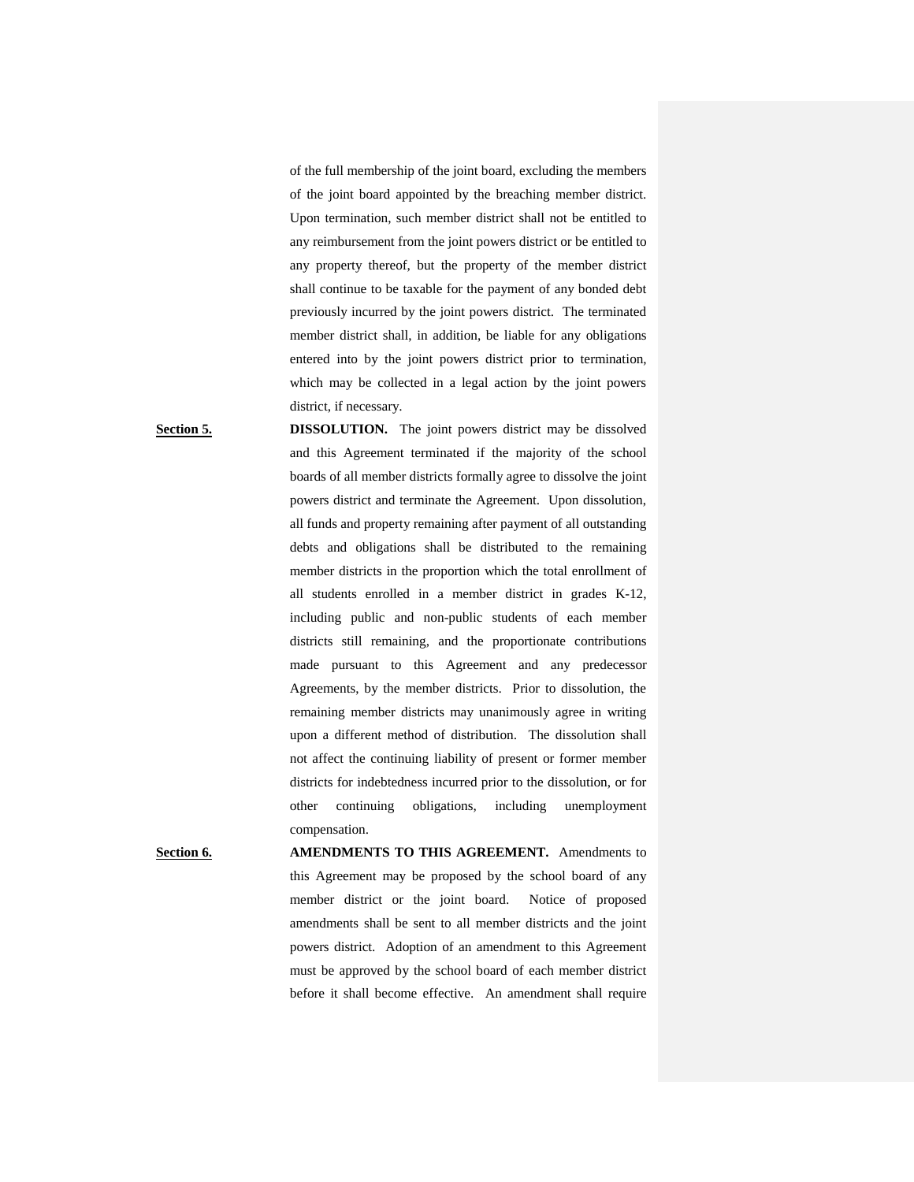of the full membership of the joint board, excluding the members of the joint board appointed by the breaching member district. Upon termination, such member district shall not be entitled to any reimbursement from the joint powers district or be entitled to any property thereof, but the property of the member district shall continue to be taxable for the payment of any bonded debt previously incurred by the joint powers district. The terminated member district shall, in addition, be liable for any obligations entered into by the joint powers district prior to termination, which may be collected in a legal action by the joint powers district, if necessary.

**Section 5.** **DISSOLUTION.** The joint powers district may be dissolved and this Agreement terminated if the majority of the school boards of all member districts formally agree to dissolve the joint powers district and terminate the Agreement. Upon dissolution, all funds and property remaining after payment of all outstanding debts and obligations shall be distributed to the remaining member districts in the proportion which the total enrollment of all students enrolled in a member district in grades K-12, including public and non-public students of each member districts still remaining, and the proportionate contributions made pursuant to this Agreement and any predecessor Agreements, by the member districts. Prior to dissolution, the remaining member districts may unanimously agree in writing upon a different method of distribution. The dissolution shall not affect the continuing liability of present or former member districts for indebtedness incurred prior to the dissolution, or for other continuing obligations, including unemployment compensation.

**Section 6.** **AMENDMENTS TO THIS AGREEMENT.** Amendments to this Agreement may be proposed by the school board of any member district or the joint board. Notice of proposed amendments shall be sent to all member districts and the joint powers district. Adoption of an amendment to this Agreement must be approved by the school board of each member district before it shall become effective. An amendment shall require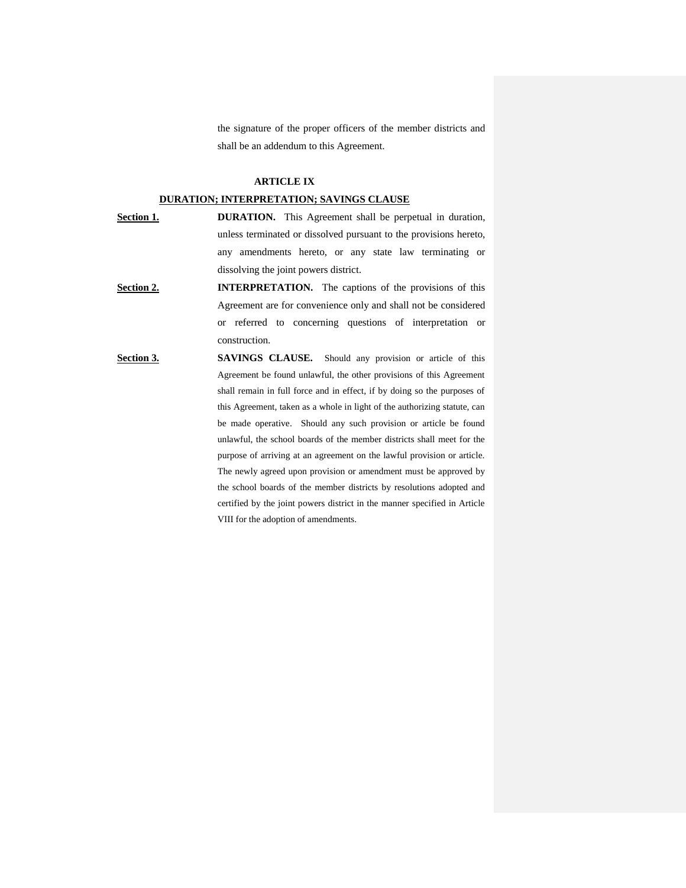the signature of the proper officers of the member districts and shall be an addendum to this Agreement.

## ARTICLE IX

## DURATION; INTERPRETATION; SAVINGS CLAUSE

**Section 1.** **DURATION.** This Agreement shall be perpetual in duration, unless terminated or dissolved pursuant to the provisions hereto, any amendments hereto, or any state law terminating or dissolving the joint powers district.

**Section 2.** **INTERPRETATION.** The captions of the provisions of this Agreement are for convenience only and shall not be considered or referred to concerning questions of interpretation or construction.

**Section 3.** **SAVINGS CLAUSE.** Should any provision or article of this Agreement be found unlawful, the other provisions of this Agreement shall remain in full force and in effect, if by doing so the purposes of this Agreement, taken as a whole in light of the authorizing statute, can be made operative. Should any such provision or article be found unlawful, the school boards of the member districts shall meet for the purpose of arriving at an agreement on the lawful provision or article. The newly agreed upon provision or amendment must be approved by the school boards of the member districts by resolutions adopted and certified by the joint powers district in the manner specified in Article VIII for the adoption of amendments.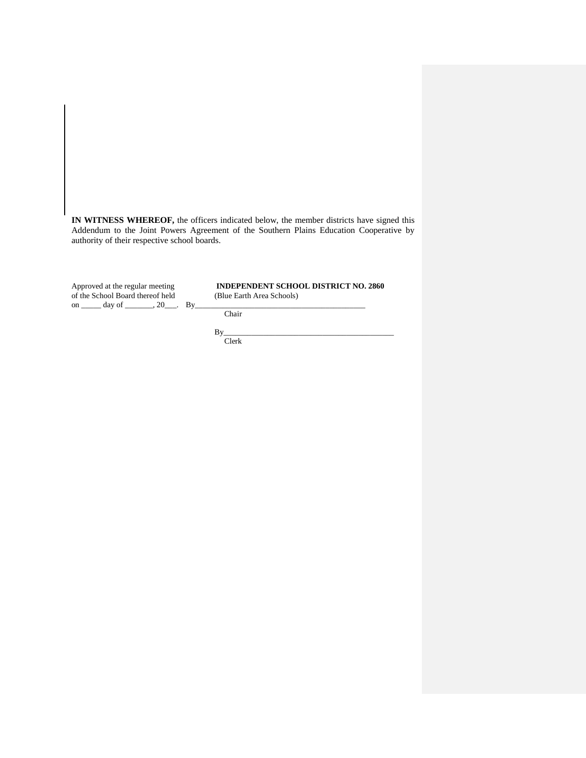**IN WITNESS WHEREOF,** the officers indicated below, the member districts have signed this Addendum to the Joint Powers Agreement of the Southern Plains Education Cooperative by authority of their respective school boards.

Approved at the regular meeting of the School Board thereof held on _____ day of _______, 20___.

**INDEPENDENT SCHOOL DISTRICT NO. 2860**
(Blue Earth Area Schools)

By___________________________________________
Chair

By___________________________________________
Clerk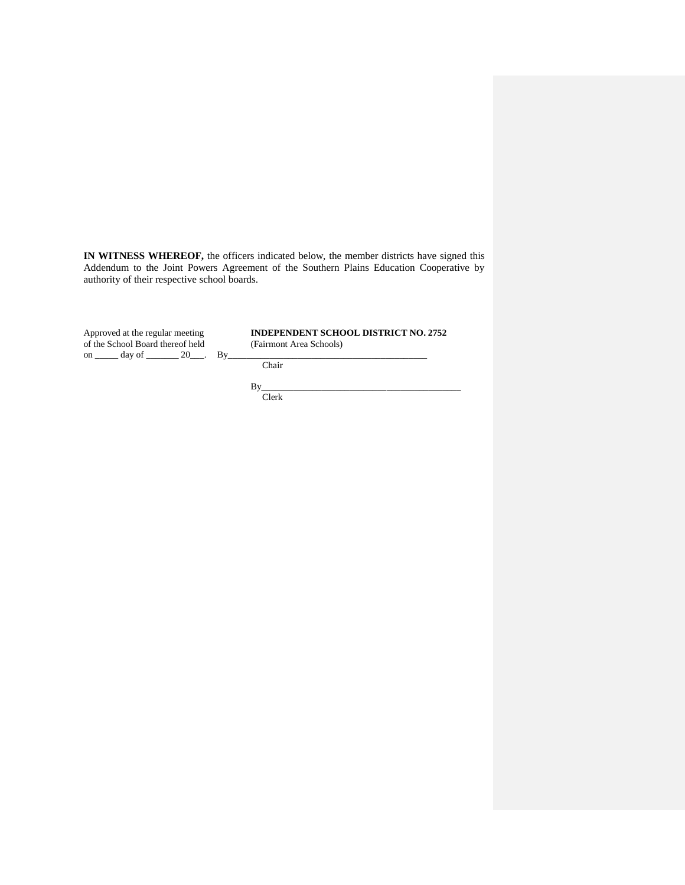**IN WITNESS WHEREOF,** the officers indicated below, the member districts have signed this Addendum to the Joint Powers Agreement of the Southern Plains Education Cooperative by authority of their respective school boards.

Approved at the regular meeting
of the School Board thereof held
on _____ day of _______ 20___.

**INDEPENDENT SCHOOL DISTRICT NO. 2752**
(Fairmont Area Schools)

By___________________________________________
Chair

By___________________________________________
Clerk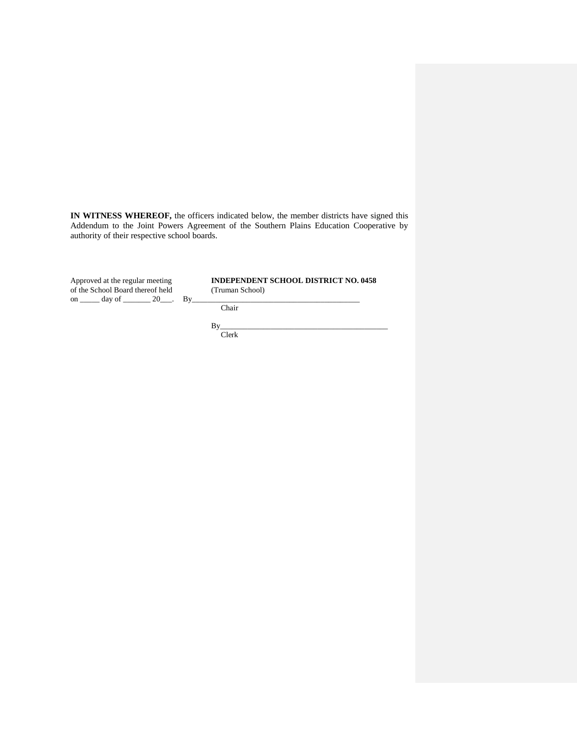**IN WITNESS WHEREOF,** the officers indicated below, the member districts have signed this Addendum to the Joint Powers Agreement of the Southern Plains Education Cooperative by authority of their respective school boards.

Approved at the regular meeting of the School Board thereof held on _____ day of _______ 20___.

**INDEPENDENT SCHOOL DISTRICT NO. 0458**
(Truman School)

By___________________________________________
Chair

By___________________________________________
Clerk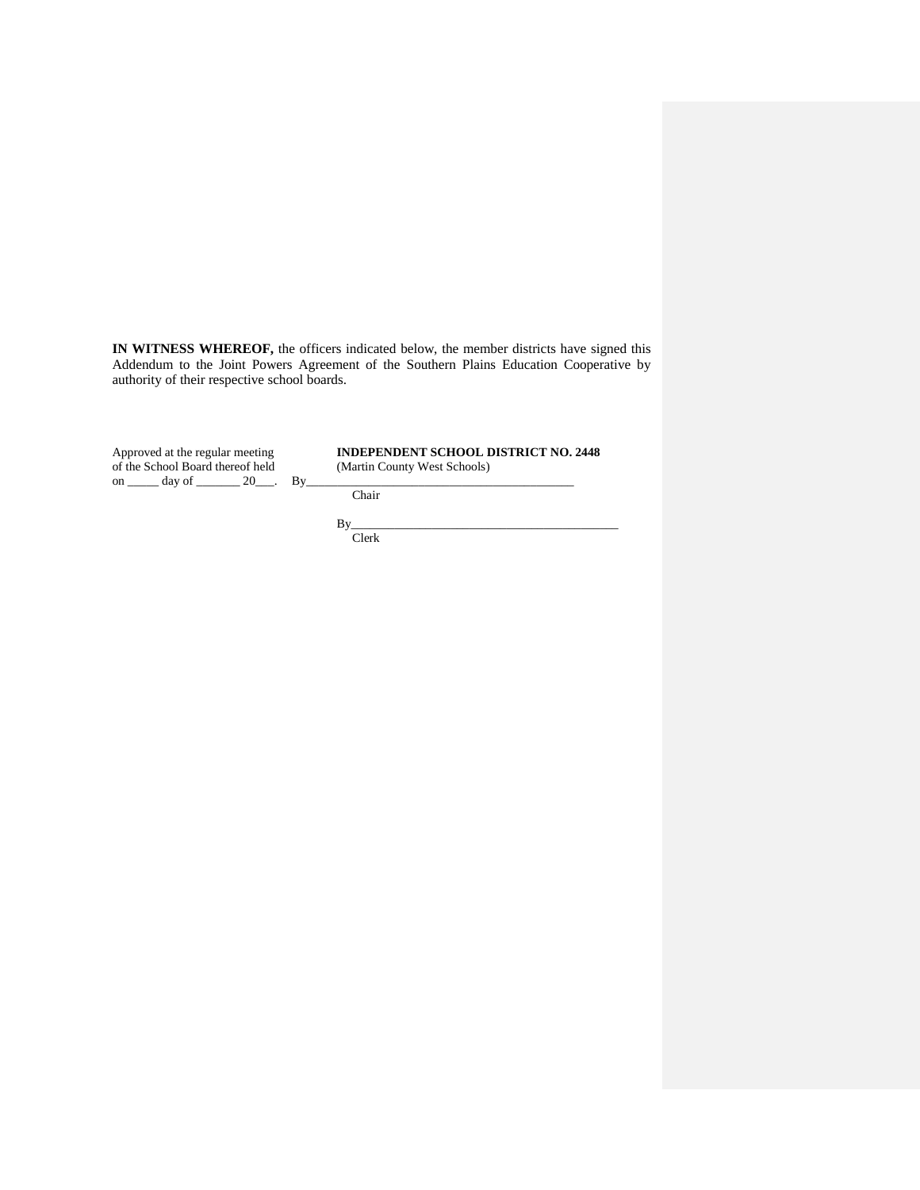**IN WITNESS WHEREOF,** the officers indicated below, the member districts have signed this Addendum to the Joint Powers Agreement of the Southern Plains Education Cooperative by authority of their respective school boards.

Approved at the regular meeting of the School Board thereof held on _____ day of _______ 20___.

**INDEPENDENT SCHOOL DISTRICT NO. 2448**
(Martin County West Schools)

By____________________________________________
Chair

By____________________________________________
Clerk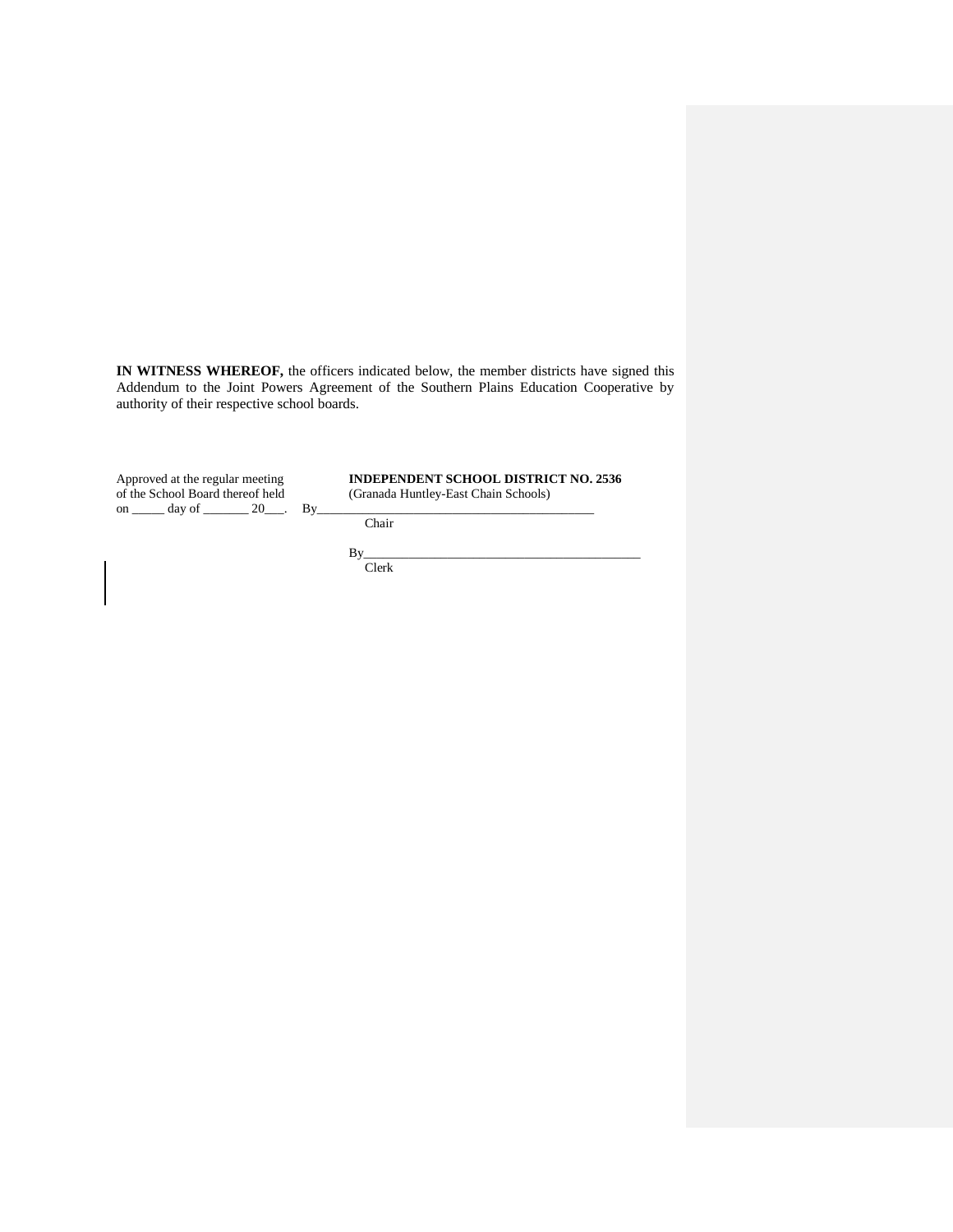**IN WITNESS WHEREOF,** the officers indicated below, the member districts have signed this Addendum to the Joint Powers Agreement of the Southern Plains Education Cooperative by authority of their respective school boards.

Approved at the regular meeting of the School Board thereof held on _____ day of _______ 20___.

**INDEPENDENT SCHOOL DISTRICT NO. 2536**
(Granada Huntley-East Chain Schools)

By____________________________________________
Chair

By____________________________________________
Clerk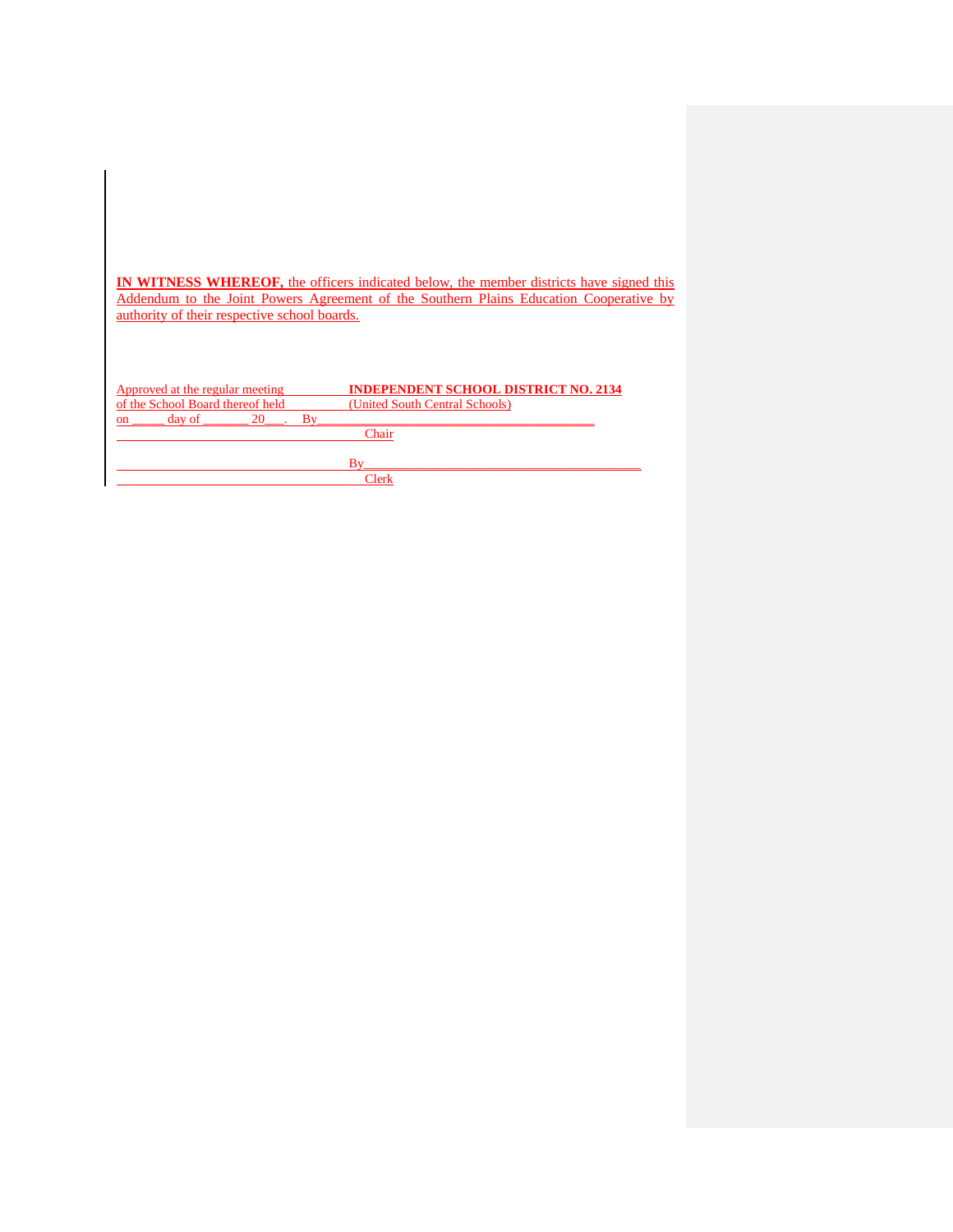**IN WITNESS WHEREOF,** the officers indicated below, the member districts have signed this Addendum to the Joint Powers Agreement of the Southern Plains Education Cooperative by authority of their respective school boards.

| | |
|---|---|
| Approved at the regular meeting | **INDEPENDENT SCHOOL DISTRICT NO. 2134** |
| of the School Board thereof held | (United South Central Schools) |
| on _____ day of _______ 20___. | By_______________________________________ |
| _______________________________________ | Chair |
| | By_______________________________________ |
| _______________________________________ | Clerk |